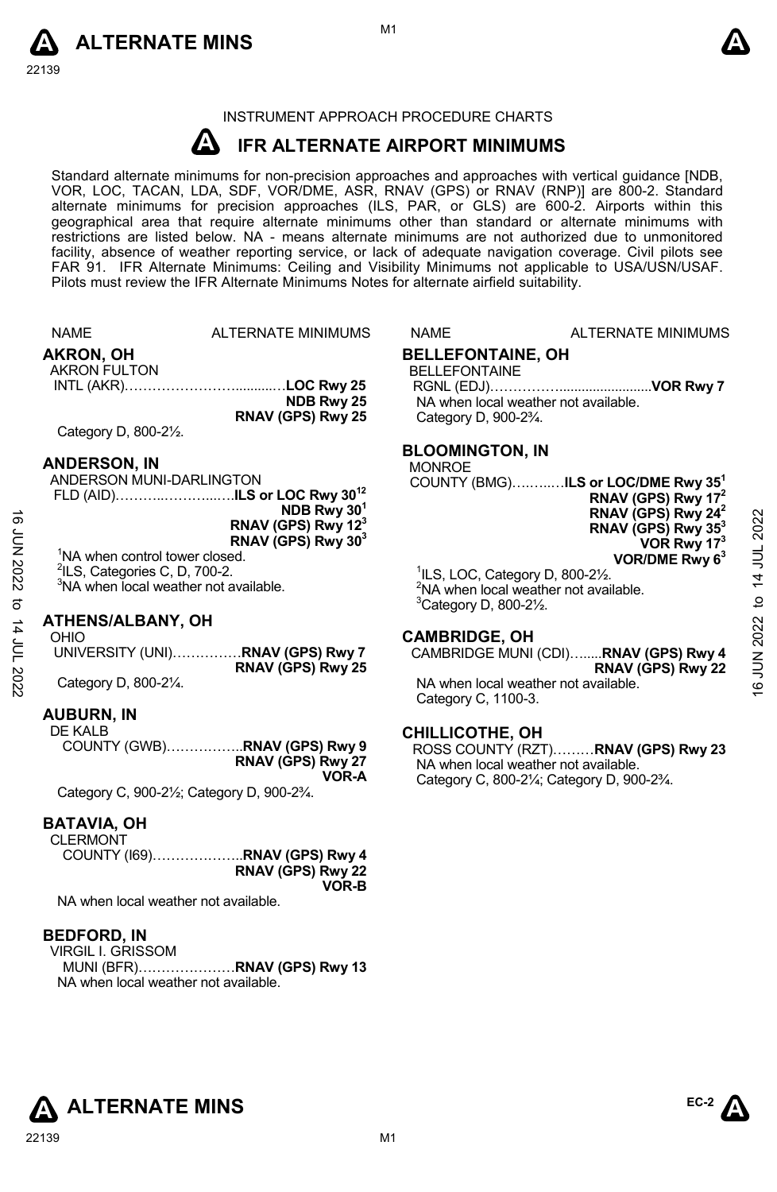INSTRUMENT APPROACH PROCEDURE CHARTS

# IFR ALTERNATE AIRPORT MINIMUMS

Standard alternate minimums for non-precision approaches and approaches with vertical guidance [NDB, VOR, LOC, TACAN, LDA, SDF, VOR/DME, ASR, RNAV (GPS) or RNAV (RNP)] are 800-2. Standard alternate minimums for precision approaches (ILS, PAR, or GLS) are 600-2. Airports within this geographical area that require alternate minimums other than standard or alternate minimums with restrictions are listed below. NA - means alternate minimums are not authorized due to unmonitored facility, absence of weather reporting service, or lack of adequate navigation coverage. Civil pilots see FAR 91. IFR Alternate Minimums: Ceiling and Visibility Minimums not applicable to USA/USN/USAF. Pilots must review the IFR Alternate Minimums Notes for alternate airfield suitability.

| NAME | ALTERNATE MINIMUMS |
|---|---|

## AKRON, OH

AKRON FULTON INTL (AKR)……………………...........…**LOC Rwy 25**
**NDB Rwy 25**
**RNAV (GPS) Rwy 25**

Category D, 800-2½.

## ANDERSON, IN

ANDERSON MUNI-DARLINGTON FLD (AID)………..………...….**ILS or LOC Rwy 30**[1][2]
**NDB Rwy 30**[1]
**RNAV (GPS) Rwy 12**[3]
**RNAV (GPS) Rwy 30**[3]

[1]NA when control tower closed.
[2]ILS, Categories C, D, 700-2.
[3]NA when local weather not available.

## ATHENS/ALBANY, OH

OHIO UNIVERSITY (UNI)……………**RNAV (GPS) Rwy 7**
**RNAV (GPS) Rwy 25**

Category D, 800-2¼.

## AUBURN, IN

DE KALB COUNTY (GWB)……………..**RNAV (GPS) Rwy 9**
**RNAV (GPS) Rwy 27**
**VOR-A**

Category C, 900-2½; Category D, 900-2¾.

## BATAVIA, OH

CLERMONT COUNTY (I69)………………..**RNAV (GPS) Rwy 4**
**RNAV (GPS) Rwy 22**
**VOR-B**

NA when local weather not available.

## BEDFORD, IN

VIRGIL I. GRISSOM MUNI (BFR)…………………**RNAV (GPS) Rwy 13**

NA when local weather not available.

## BELLEFONTAINE, OH

BELLEFONTAINE RGNL (EDJ)……………........................**VOR Rwy 7**

NA when local weather not available.
Category D, 900-2¾.

## BLOOMINGTON, IN

MONROE COUNTY (BMG)….….…**ILS or LOC/DME Rwy 35**[1]
**RNAV (GPS) Rwy 17**[2]
**RNAV (GPS) Rwy 24**[2]
**RNAV (GPS) Rwy 35**[3]
**VOR Rwy 17**[3]
**VOR/DME Rwy 6**[3]

[1]ILS, LOC, Category D, 800-2½.
[2]NA when local weather not available.
[3]Category D, 800-2½.

## CAMBRIDGE, OH

CAMBRIDGE MUNI (CDI)…......**RNAV (GPS) Rwy 4**
**RNAV (GPS) Rwy 22**

NA when local weather not available.
Category C, 1100-3.

## CHILLICOTHE, OH

ROSS COUNTY (RZT)………**RNAV (GPS) Rwy 23**

NA when local weather not available.
Category C, 800-2¼; Category D, 900-2¾.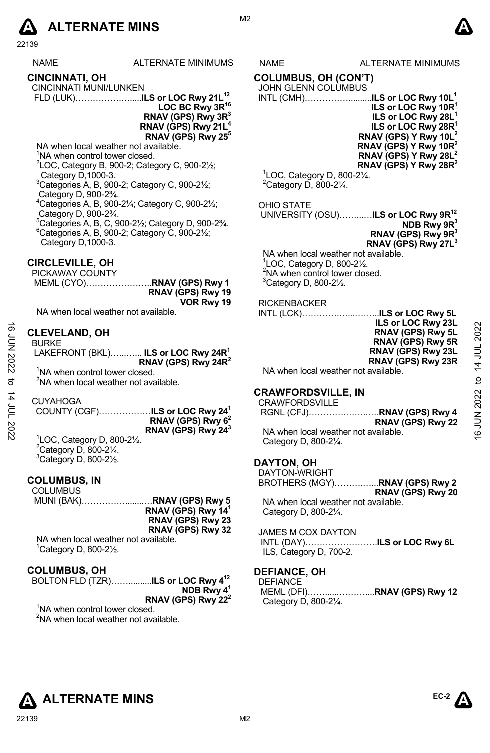# ALTERNATE MINS

| NAME | ALTERNATE MINIMUMS |
|---|---|

## CINCINNATI, OH

CINCINNATI MUNI/LUNKEN FLD (LUK)……………….......**ILS or LOC Rwy 21L**[12]
**LOC BC Rwy 3R**[16]
**RNAV (GPS) Rwy 3R**[3]
**RNAV (GPS) Rwy 21L**[4]
**RNAV (GPS) Rwy 25**[5]

NA when local weather not available.
[1]NA when control tower closed.
[2]LOC, Category B, 900-2; Category C, 900-2½; Category D,1000-3.
[3]Categories A, B, 900-2; Category C, 900-2½; Category D, 900-2¾.
[4]Categories A, B, 900-2¼; Category C, 900-2½; Category D, 900-2¾.
[5]Categories A, B, C, 900-2½; Category D, 900-2¾.
[6]Categories A, B, 900-2; Category C, 900-2½; Category D,1000-3.

## CIRCLEVILLE, OH

PICKAWAY COUNTY MEML (CYO)…………………..**RNAV (GPS) Rwy 1**
**RNAV (GPS) Rwy 19**
**VOR Rwy 19**

NA when local weather not available.

## CLEVELAND, OH

BURKE LAKEFRONT (BKL)…..…... **ILS or LOC Rwy 24R**[1]
**RNAV (GPS) Rwy 24R**[2]

[1]NA when control tower closed.
[2]NA when local weather not available.

CUYAHOGA COUNTY (CGF)………………**ILS or LOC Rwy 24**[1]
**RNAV (GPS) Rwy 6**[2]
**RNAV (GPS) Rwy 24**[3]

[1]LOC, Category D, 800-2½.
[2]Category D, 800-2¼.
[3]Category D, 800-2½.

## COLUMBUS, IN

COLUMBUS MUNI (BAK)………………........…**RNAV (GPS) Rwy 5**
**RNAV (GPS) Rwy 14**[1]
**RNAV (GPS) Rwy 23**
**RNAV (GPS) Rwy 32**

NA when local weather not available.
[1]Category D, 800-2½.

## COLUMBUS, OH

BOLTON FLD (TZR)……..........**ILS or LOC Rwy 4**[12]
**NDB Rwy 4**[1]
**RNAV (GPS) Rwy 22**[2]

[1]NA when control tower closed.
[2]NA when local weather not available.

## COLUMBUS, OH (CON'T)

JOHN GLENN COLUMBUS INTL (CMH)……………..........**ILS or LOC Rwy 10L**[1]
**ILS or LOC Rwy 10R**[1]
**ILS or LOC Rwy 28L**[1]
**ILS or LOC Rwy 28R**[1]
**RNAV (GPS) Y Rwy 10L**[2]
**RNAV (GPS) Y Rwy 10R**[2]
**RNAV (GPS) Y Rwy 28L**[2]
**RNAV (GPS) Y Rwy 28R**[2]

[1]LOC, Category D, 800-2¼.
[2]Category D, 800-2¼.

OHIO STATE UNIVERSITY (OSU)……..…**ILS or LOC Rwy 9R**[12]
**NDB Rwy 9R**[3]
**RNAV (GPS) Rwy 9R**[3]
**RNAV (GPS) Rwy 27L**[3]

NA when local weather not available.
[1]LOC, Category D, 800-2½.
[2]NA when control tower closed.
[3]Category D, 800-2½.

RICKENBACKER INTL (LCK)…………..…...……...**ILS or LOC Rwy 5L**
**ILS or LOC Rwy 23L**
**RNAV (GPS) Rwy 5L**
**RNAV (GPS) Rwy 5R**
**RNAV (GPS) Rwy 23L**
**RNAV (GPS) Rwy 23R**

NA when local weather not available.

## CRAWFORDSVILLE, IN

CRAWFORDSVILLE RGNL (CFJ)……………..……..…**RNAV (GPS) Rwy 4**
**RNAV (GPS) Rwy 22**

NA when local weather not available.
Category D, 800-2¼.

## DAYTON, OH

DAYTON-WRIGHT BROTHERS (MGY)…………..…..**RNAV (GPS) Rwy 2**
**RNAV (GPS) Rwy 20**

NA when local weather not available.
Category D, 800-2¼.

JAMES M COX DAYTON INTL (DAY)…………………….**ILS or LOC Rwy 6L**
ILS, Category D, 700-2.

## DEFIANCE, OH

DEFIANCE MEML (DFI)……......………....**RNAV (GPS) Rwy 12**
Category D, 800-2¼.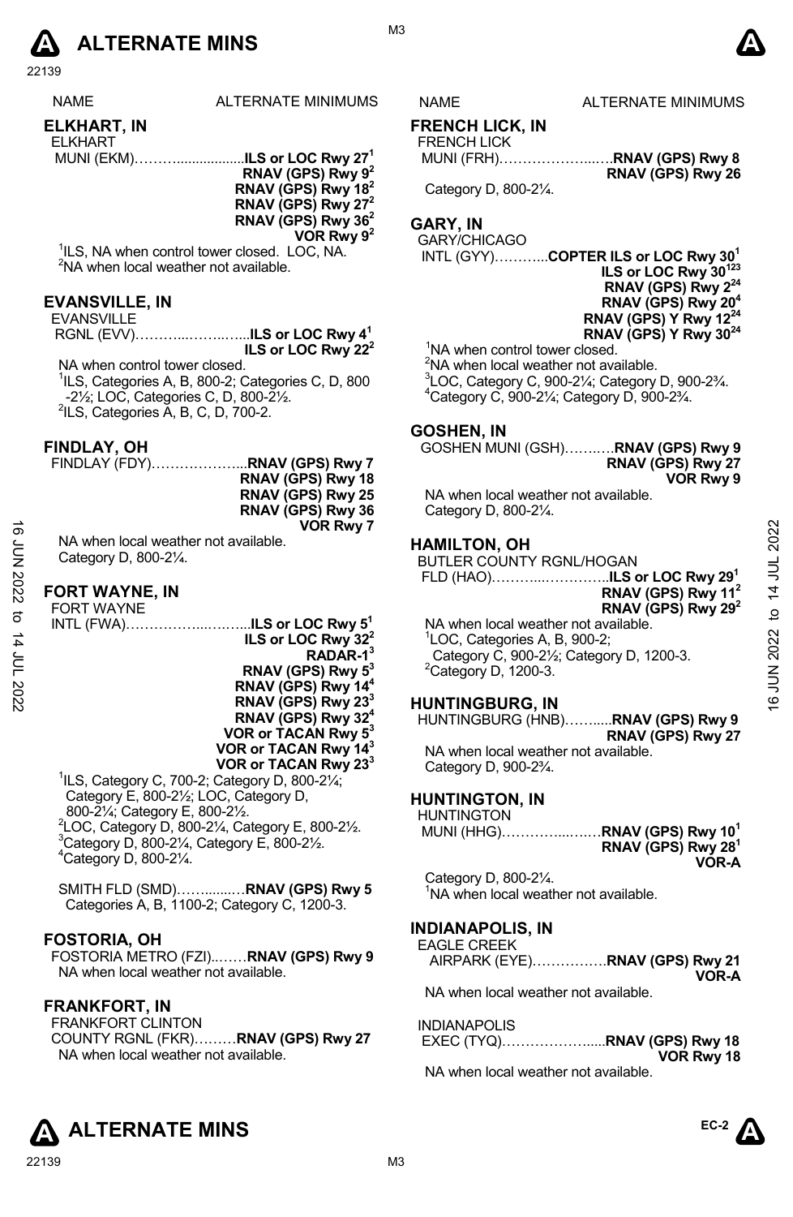## ELKHART, IN

ELKHART
MUNI (EKM)……….................**ILS or LOC Rwy 27**[1]
**RNAV (GPS) Rwy 9**[2]
**RNAV (GPS) Rwy 18**[2]
**RNAV (GPS) Rwy 27**[2]
**RNAV (GPS) Rwy 36**[2]
**VOR Rwy 9**[2]

[1]ILS, NA when control tower closed. LOC, NA.
[2]NA when local weather not available.

## EVANSVILLE, IN

EVANSVILLE
RGNL (EVV)………..……..…...**ILS or LOC Rwy 4**[1]
**ILS or LOC Rwy 22**[2]

NA when control tower closed.
[1]ILS, Categories A, B, 800-2; Categories C, D, 800-2½; LOC, Categories C, D, 800-2½.
[2]ILS, Categories A, B, C, D, 700-2.

## FINDLAY, OH

FINDLAY (FDY)………………...**RNAV (GPS) Rwy 7**
**RNAV (GPS) Rwy 18**
**RNAV (GPS) Rwy 25**
**RNAV (GPS) Rwy 36**
**VOR Rwy 7**

NA when local weather not available.
Category D, 800-2¼.

## FORT WAYNE, IN

FORT WAYNE
INTL (FWA)……………...……...**ILS or LOC Rwy 5**[1]
**ILS or LOC Rwy 32**[2]
**RADAR-1**[3]
**RNAV (GPS) Rwy 5**[3]
**RNAV (GPS) Rwy 14**[4]
**RNAV (GPS) Rwy 23**[3]
**RNAV (GPS) Rwy 32**[4]
**VOR or TACAN Rwy 5**[3]
**VOR or TACAN Rwy 14**[3]
**VOR or TACAN Rwy 23**[3]

[1]ILS, Category C, 700-2; Category D, 800-2¼; Category E, 800-2½; LOC, Category D, 800-2¼; Category E, 800-2½.
[2]LOC, Category D, 800-2¼, Category E, 800-2½.
[3]Category D, 800-2¼, Category E, 800-2½.
[4]Category D, 800-2¼.

SMITH FLD (SMD)……........…**RNAV (GPS) Rwy 5**
Categories A, B, 1100-2; Category C, 1200-3.

## FOSTORIA, OH

FOSTORIA METRO (FZI)..……**RNAV (GPS) Rwy 9**
NA when local weather not available.

## FRANKFORT, IN

FRANKFORT CLINTON
COUNTY RGNL (FKR)………**RNAV (GPS) Rwy 27**
NA when local weather not available.

## FRENCH LICK, IN

FRENCH LICK
MUNI (FRH)………………...….**RNAV (GPS) Rwy 8**
**RNAV (GPS) Rwy 26**

Category D, 800-2¼.

## GARY, IN

GARY/CHICAGO
INTL (GYY)………...**COPTER ILS or LOC Rwy 30**[1]
**ILS or LOC Rwy 30**[123]
**RNAV (GPS) Rwy 2**[24]
**RNAV (GPS) Rwy 20**[4]
**RNAV (GPS) Y Rwy 12**[24]
**RNAV (GPS) Y Rwy 30**[24]

[1]NA when control tower closed.
[2]NA when local weather not available.
[3]LOC, Category C, 900-2¼; Category D, 900-2¾.
[4]Category C, 900-2¼; Category D, 900-2¾.

## GOSHEN, IN

GOSHEN MUNI (GSH)…….…**RNAV (GPS) Rwy 9**
**RNAV (GPS) Rwy 27**
**VOR Rwy 9**

NA when local weather not available.
Category D, 800-2¼.

## HAMILTON, OH

BUTLER COUNTY RGNL/HOGAN
FLD (HAO)………...…………..**ILS or LOC Rwy 29**[1]
**RNAV (GPS) Rwy 11**[2]
**RNAV (GPS) Rwy 29**[2]

NA when local weather not available.
[1]LOC, Categories A, B, 900-2; Category C, 900-2½; Category D, 1200-3.
[2]Category D, 1200-3.

## HUNTINGBURG, IN

HUNTINGBURG (HNB)……....**RNAV (GPS) Rwy 9**
**RNAV (GPS) Rwy 27**

NA when local weather not available.
Category D, 900-2¾.

## HUNTINGTON, IN

HUNTINGTON
MUNI (HHG)…………...……**RNAV (GPS) Rwy 10**[1]
**RNAV (GPS) Rwy 28**[1]
**VOR-A**

Category D, 800-2¼.
[1]NA when local weather not available.

## INDIANAPOLIS, IN

EAGLE CREEK
AIRPARK (EYE)…………….**RNAV (GPS) Rwy 21**
**VOR-A**

NA when local weather not available.

INDIANAPOLIS
EXEC (TYQ)……………….....**RNAV (GPS) Rwy 18**
**VOR Rwy 18**

NA when local weather not available.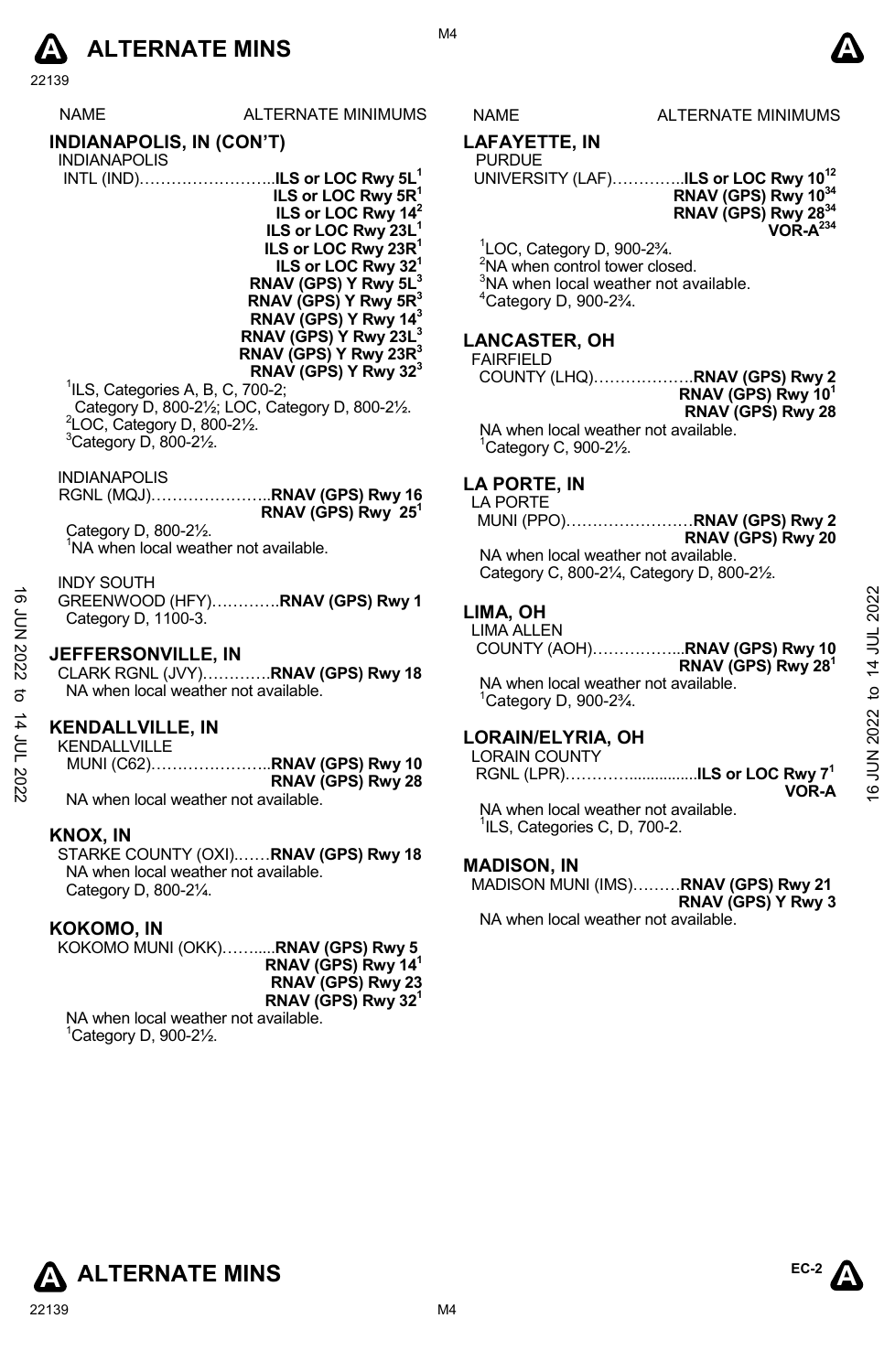# ALTERNATE MINS

| NAME | ALTERNATE MINIMUMS |
|---|---|

## INDIANAPOLIS, IN (CON'T)

INDIANAPOLIS
INTL (IND)……………………..**ILS or LOC Rwy 5L[1]**
**ILS or LOC Rwy 5R[1]**
**ILS or LOC Rwy 14[2]**
**ILS or LOC Rwy 23L[1]**
**ILS or LOC Rwy 23R[1]**
**ILS or LOC Rwy 32[1]**
**RNAV (GPS) Y Rwy 5L[3]**
**RNAV (GPS) Y Rwy 5R[3]**
**RNAV (GPS) Y Rwy 14[3]**
**RNAV (GPS) Y Rwy 23L[3]**
**RNAV (GPS) Y Rwy 23R[3]**
**RNAV (GPS) Y Rwy 32[3]**

[1]ILS, Categories A, B, C, 700-2; Category D, 800-2½; LOC, Category D, 800-2½.
[2]LOC, Category D, 800-2½.
[3]Category D, 800-2½.

INDIANAPOLIS
RGNL (MQJ)…………………..**RNAV (GPS) Rwy 16**
**RNAV (GPS) Rwy 25[1]**
Category D, 800-2½.
[1]NA when local weather not available.

INDY SOUTH
GREENWOOD (HFY)………….**RNAV (GPS) Rwy 1**
Category D, 1100-3.

## JEFFERSONVILLE, IN

CLARK RGNL (JVY)………….**RNAV (GPS) Rwy 18**
NA when local weather not available.

## KENDALLVILLE, IN

KENDALLVILLE
MUNI (C62)…………………..**RNAV (GPS) Rwy 10**
**RNAV (GPS) Rwy 28**
NA when local weather not available.

## KNOX, IN

STARKE COUNTY (OXI).……**RNAV (GPS) Rwy 18**
NA when local weather not available.
Category D, 800-2¼.

## KOKOMO, IN

KOKOMO MUNI (OKK)…….....**RNAV (GPS) Rwy 5**
**RNAV (GPS) Rwy 14[1]**
**RNAV (GPS) Rwy 23**
**RNAV (GPS) Rwy 32[1]**
NA when local weather not available.
[1]Category D, 900-2½.

## LAFAYETTE, IN

PURDUE
UNIVERSITY (LAF)…………..**ILS or LOC Rwy 10[12]**
**RNAV (GPS) Rwy 10[34]**
**RNAV (GPS) Rwy 28[34]**
**VOR-A[234]**

[1]LOC, Category D, 900-2¾.
[2]NA when control tower closed.
[3]NA when local weather not available.
[4]Category D, 900-2¾.

## LANCASTER, OH

FAIRFIELD
COUNTY (LHQ)……………….**RNAV (GPS) Rwy 2**
**RNAV (GPS) Rwy 10[1]**
**RNAV (GPS) Rwy 28**
NA when local weather not available.
[1]Category C, 900-2½.

## LA PORTE, IN

LA PORTE
MUNI (PPO)……………………**RNAV (GPS) Rwy 2**
**RNAV (GPS) Rwy 20**
NA when local weather not available.
Category C, 800-2¼, Category D, 800-2½.

## LIMA, OH

LIMA ALLEN
COUNTY (AOH)……………...**RNAV (GPS) Rwy 10**
**RNAV (GPS) Rwy 28[1]**
NA when local weather not available.
[1]Category D, 900-2¾.

## LORAIN/ELYRIA, OH

LORAIN COUNTY
RGNL (LPR)…………..............**ILS or LOC Rwy 7[1]**
**VOR-A**
NA when local weather not available.
[1]ILS, Categories C, D, 700-2.

## MADISON, IN

MADISON MUNI (IMS)………**RNAV (GPS) Rwy 21**
**RNAV (GPS) Y Rwy 3**
NA when local weather not available.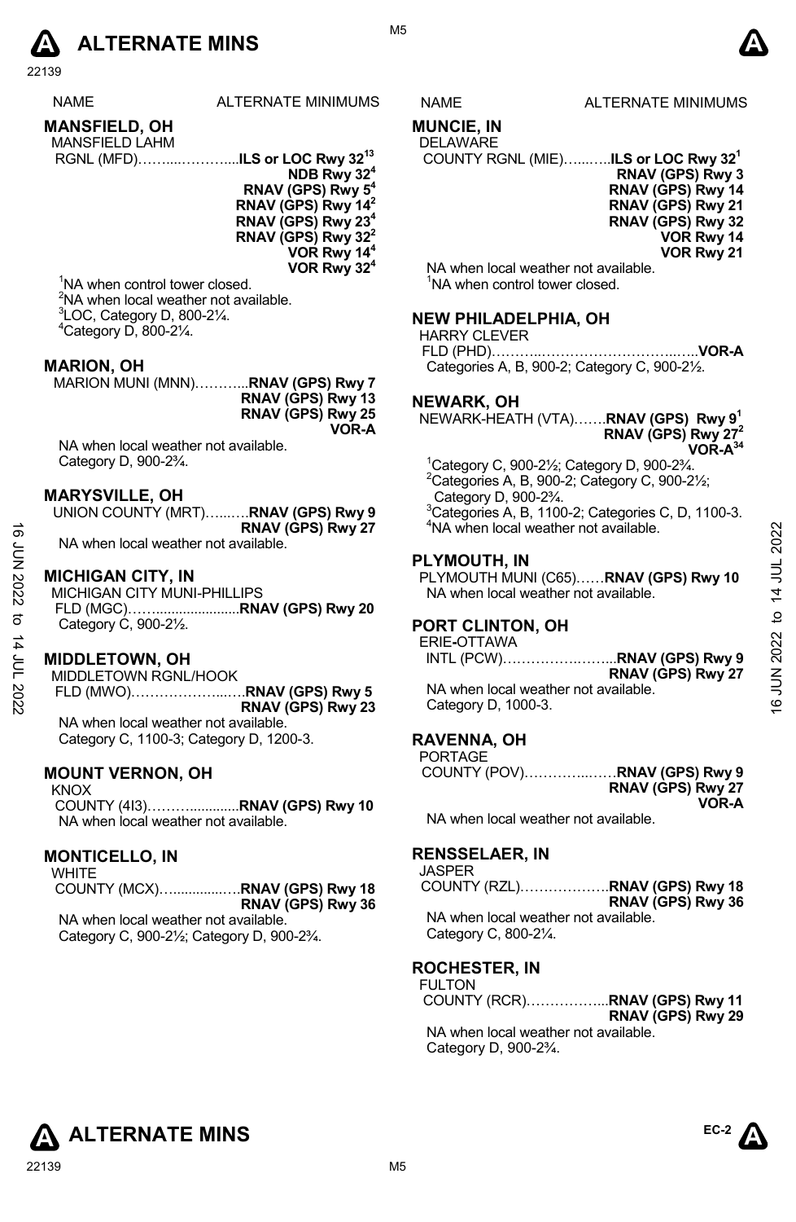| NAME | ALTERNATE MINIMUMS |
|---|---|

**MANSFIELD, OH**
MANSFIELD LAHM
RGNL (MFD)………………**ILS or LOC Rwy 32**[13]
**NDB Rwy 32**[4]
**RNAV (GPS) Rwy 5**[4]
**RNAV (GPS) Rwy 14**[2]
**RNAV (GPS) Rwy 23**[4]
**RNAV (GPS) Rwy 32**[2]
**VOR Rwy 14**[4]
**VOR Rwy 32**[4]

[1]NA when control tower closed.
[2]NA when local weather not available.
[3]LOC, Category D, 800-2¼.
[4]Category D, 800-2¼.

**MARION, OH**
MARION MUNI (MNN)………..**RNAV (GPS) Rwy 7**
**RNAV (GPS) Rwy 13**
**RNAV (GPS) Rwy 25**
**VOR-A**

NA when local weather not available.
Category D, 900-2¾.

**MARYSVILLE, OH**
UNION COUNTY (MRT)……**RNAV (GPS) Rwy 9**
**RNAV (GPS) Rwy 27**

NA when local weather not available.

**MICHIGAN CITY, IN**
MICHIGAN CITY MUNI-PHILLIPS
FLD (MGC)……....................**RNAV (GPS) Rwy 20**

Category C, 900-2½.

**MIDDLETOWN, OH**
MIDDLETOWN RGNL/HOOK
FLD (MWO)…………………**RNAV (GPS) Rwy 5**
**RNAV (GPS) Rwy 23**

NA when local weather not available.
Category C, 1100-3; Category D, 1200-3.

**MOUNT VERNON, OH**
KNOX
COUNTY (4I3)……….............**RNAV (GPS) Rwy 10**

NA when local weather not available.

**MONTICELLO, IN**
WHITE
COUNTY (MCX)…..............…**RNAV (GPS) Rwy 18**
**RNAV (GPS) Rwy 36**

NA when local weather not available.
Category C, 900-2½; Category D, 900-2¾.

**MUNCIE, IN**
DELAWARE
COUNTY RGNL (MIE)……..**ILS or LOC Rwy 32**[1]
**RNAV (GPS) Rwy 3**
**RNAV (GPS) Rwy 14**
**RNAV (GPS) Rwy 21**
**RNAV (GPS) Rwy 32**
**VOR Rwy 14**
**VOR Rwy 21**

NA when local weather not available.
[1]NA when control tower closed.

**NEW PHILADELPHIA, OH**
HARRY CLEVER
FLD (PHD)………………………………..**VOR-A**

Categories A, B, 900-2; Category C, 900-2½.

**NEWARK, OH**
NEWARK-HEATH (VTA)…….**RNAV (GPS) Rwy 9**[1]
**RNAV (GPS) Rwy 27**[2]
**VOR-A**[34]

[1]Category C, 900-2½; Category D, 900-2¾.
[2]Categories A, B, 900-2; Category C, 900-2½; Category D, 900-2¾.
[3]Categories A, B, 1100-2; Categories C, D, 1100-3.
[4]NA when local weather not available.

**PLYMOUTH, IN**
PLYMOUTH MUNI (C65)……**RNAV (GPS) Rwy 10**

NA when local weather not available.

**PORT CLINTON, OH**
ERIE-OTTAWA
INTL (PCW)…………………..**RNAV (GPS) Rwy 9**
**RNAV (GPS) Rwy 27**

NA when local weather not available.
Category D, 1000-3.

**RAVENNA, OH**
PORTAGE
COUNTY (POV)……………..**RNAV (GPS) Rwy 9**
**RNAV (GPS) Rwy 27**
**VOR-A**

NA when local weather not available.

**RENSSELAER, IN**
JASPER
COUNTY (RZL)……………….**RNAV (GPS) Rwy 18**
**RNAV (GPS) Rwy 36**

NA when local weather not available.
Category C, 800-2¼.

**ROCHESTER, IN**
FULTON
COUNTY (RCR)……………...**RNAV (GPS) Rwy 11**
**RNAV (GPS) Rwy 29**

NA when local weather not available.
Category D, 900-2¾.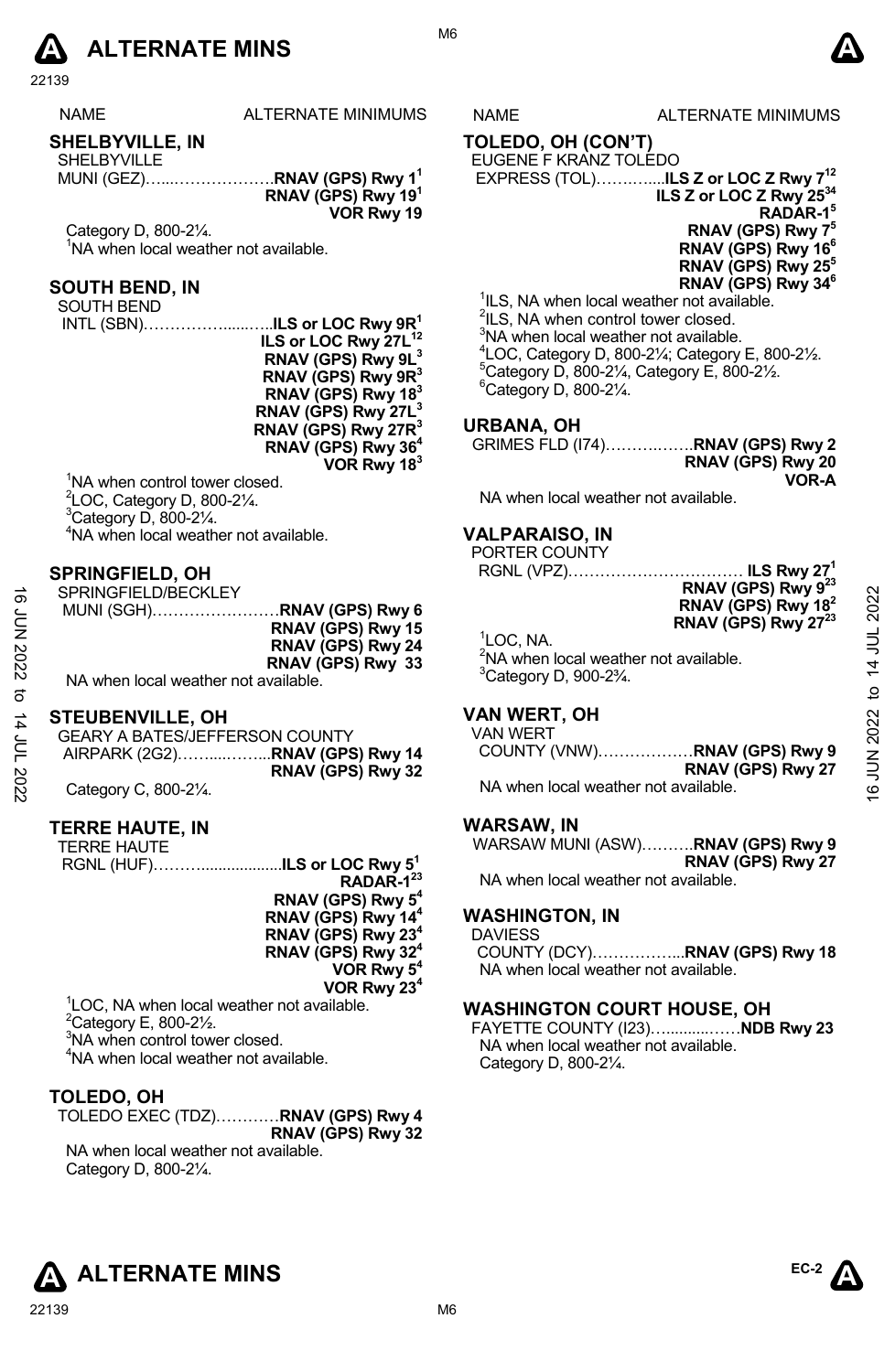NAME ALTERNATE MINIMUMS

## SHELBYVILLE, IN

SHELBYVILLE
MUNI (GEZ)…………………RNAV (GPS) Rwy 1[1]
RNAV (GPS) Rwy 19[1]
VOR Rwy 19

Category D, 800-2¼.
[1]NA when local weather not available.

## SOUTH BEND, IN

SOUTH BEND
INTL (SBN)……………………ILS or LOC Rwy 9R[1]
ILS or LOC Rwy 27L[12]
RNAV (GPS) Rwy 9L[3]
RNAV (GPS) Rwy 9R[3]
RNAV (GPS) Rwy 18[3]
RNAV (GPS) Rwy 27L[3]
RNAV (GPS) Rwy 27R[3]
RNAV (GPS) Rwy 36[4]
VOR Rwy 18[3]

[1]NA when control tower closed.
[2]LOC, Category D, 800-2¼.
[3]Category D, 800-2¼.
[4]NA when local weather not available.

## SPRINGFIELD, OH

SPRINGFIELD/BECKLEY
MUNI (SGH)……………………RNAV (GPS) Rwy 6
RNAV (GPS) Rwy 15
RNAV (GPS) Rwy 24
RNAV (GPS) Rwy 33

NA when local weather not available.

## STEUBENVILLE, OH

GEARY A BATES/JEFFERSON COUNTY
AIRPARK (2G2)………………RNAV (GPS) Rwy 14
RNAV (GPS) Rwy 32

Category C, 800-2¼.

## TERRE HAUTE, IN

TERRE HAUTE
RGNL (HUF)……………………ILS or LOC Rwy 5[1]
RADAR-1[23]
RNAV (GPS) Rwy 5[4]
RNAV (GPS) Rwy 14[4]
RNAV (GPS) Rwy 23[4]
RNAV (GPS) Rwy 32[4]
VOR Rwy 5[4]
VOR Rwy 23[4]

[1]LOC, NA when local weather not available.
[2]Category E, 800-2½.
[3]NA when control tower closed.
[4]NA when local weather not available.

## TOLEDO, OH

TOLEDO EXEC (TDZ)…………RNAV (GPS) Rwy 4
RNAV (GPS) Rwy 32

NA when local weather not available.
Category D, 800-2¼.

## TOLEDO, OH (CON'T)

EUGENE F KRANZ TOLEDO
EXPRESS (TOL)……………ILS Z or LOC Z Rwy 7[12]
ILS Z or LOC Z Rwy 25[34]
RADAR-1[5]
RNAV (GPS) Rwy 7[5]
RNAV (GPS) Rwy 16[6]
RNAV (GPS) Rwy 25[5]
RNAV (GPS) Rwy 34[6]

[1]ILS, NA when local weather not available.
[2]ILS, NA when control tower closed.
[3]NA when local weather not available.
[4]LOC, Category D, 800-2¼; Category E, 800-2½.
[5]Category D, 800-2¼, Category E, 800-2½.
[6]Category D, 800-2¼.

## URBANA, OH

GRIMES FLD (I74)……………RNAV (GPS) Rwy 2
RNAV (GPS) Rwy 20
VOR-A

NA when local weather not available.

## VALPARAISO, IN

PORTER COUNTY
RGNL (VPZ)…………………………… ILS Rwy 27[1]
RNAV (GPS) Rwy 9[23]
RNAV (GPS) Rwy 18[2]
RNAV (GPS) Rwy 27[23]

[1]LOC, NA.
[2]NA when local weather not available.
[3]Category D, 900-2¾.

## VAN WERT, OH

VAN WERT
COUNTY (VNW)………………RNAV (GPS) Rwy 9
RNAV (GPS) Rwy 27

NA when local weather not available.

## WARSAW, IN

WARSAW MUNI (ASW)……….RNAV (GPS) Rwy 9
RNAV (GPS) Rwy 27

NA when local weather not available.

## WASHINGTON, IN

DAVIESS
COUNTY (DCY)………………RNAV (GPS) Rwy 18

NA when local weather not available.

## WASHINGTON COURT HOUSE, OH

FAYETTE COUNTY (I23)………………NDB Rwy 23

NA when local weather not available.
Category D, 800-2¼.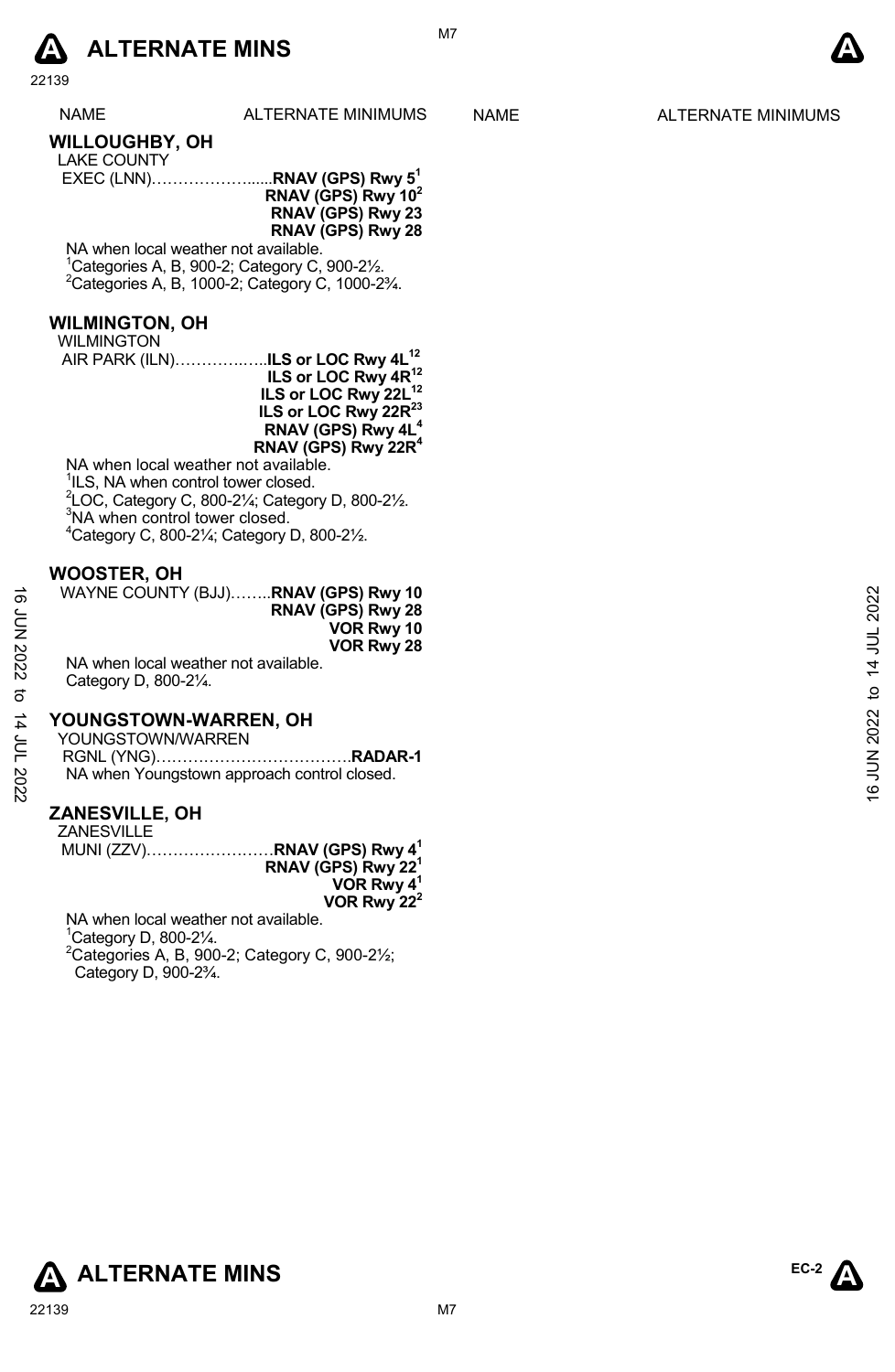# ALTERNATE MINS

NAME | ALTERNATE MINIMUMS

**WILLOUGHBY, OH**

LAKE COUNTY
EXEC (LNN)........................**RNAV (GPS) Rwy 5[1]**
**RNAV (GPS) Rwy 10[2]**
**RNAV (GPS) Rwy 23**
**RNAV (GPS) Rwy 28**

NA when local weather not available.
[1]Categories A, B, 900-2; Category C, 900-2½.
[2]Categories A, B, 1000-2; Category C, 1000-2¾.

**WILMINGTON, OH**

WILMINGTON
AIR PARK (ILN)...................**ILS or LOC Rwy 4L[12]**
**ILS or LOC Rwy 4R[12]**
**ILS or LOC Rwy 22L[12]**
**ILS or LOC Rwy 22R[23]**
**RNAV (GPS) Rwy 4L[4]**
**RNAV (GPS) Rwy 22R[4]**

NA when local weather not available.
[1]ILS, NA when control tower closed.
[2]LOC, Category C, 800-2¼; Category D, 800-2½.
[3]NA when control tower closed.
[4]Category C, 800-2¼; Category D, 800-2½.

**WOOSTER, OH**

WAYNE COUNTY (BJJ)........**RNAV (GPS) Rwy 10**
**RNAV (GPS) Rwy 28**
**VOR Rwy 10**
**VOR Rwy 28**

NA when local weather not available.
Category D, 800-2¼.

**YOUNGSTOWN-WARREN, OH**

YOUNGSTOWN/WARREN
RGNL (YNG)......................................**RADAR-1**
NA when Youngstown approach control closed.

**ZANESVILLE, OH**

ZANESVILLE
MUNI (ZZV)..........................**RNAV (GPS) Rwy 4[1]**
**RNAV (GPS) Rwy 22[1]**
**VOR Rwy 4[1]**
**VOR Rwy 22[2]**

NA when local weather not available.
[1]Category D, 800-2¼.
[2]Categories A, B, 900-2; Category C, 900-2½; Category D, 900-2¾.